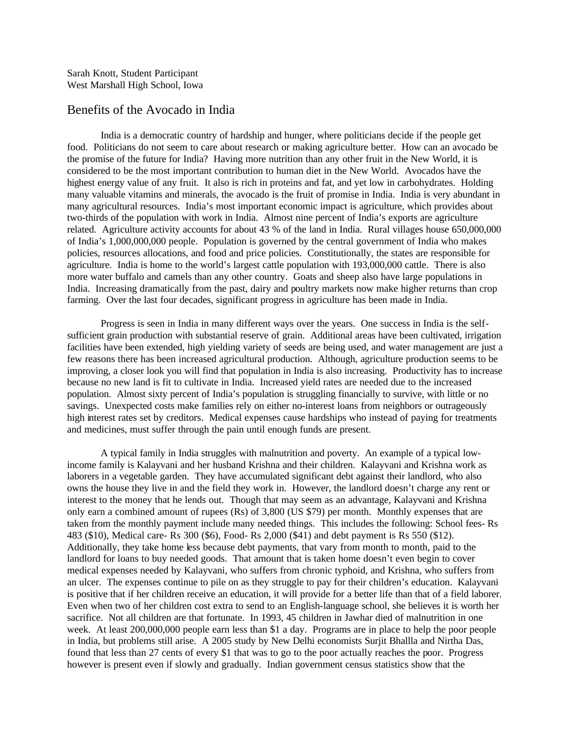Sarah Knott, Student Participant
West Marshall High School, Iowa

# Benefits of the Avocado in India

India is a democratic country of hardship and hunger, where politicians decide if the people get food. Politicians do not seem to care about research or making agriculture better. How can an avocado be the promise of the future for India? Having more nutrition than any other fruit in the New World, it is considered to be the most important contribution to human diet in the New World. Avocados have the highest energy value of any fruit. It also is rich in proteins and fat, and yet low in carbohydrates. Holding many valuable vitamins and minerals, the avocado is the fruit of promise in India. India is very abundant in many agricultural resources. India's most important economic impact is agriculture, which provides about two-thirds of the population with work in India. Almost nine percent of India's exports are agriculture related. Agriculture activity accounts for about 43 % of the land in India. Rural villages house 650,000,000 of India's 1,000,000,000 people. Population is governed by the central government of India who makes policies, resources allocations, and food and price policies. Constitutionally, the states are responsible for agriculture. India is home to the world's largest cattle population with 193,000,000 cattle. There is also more water buffalo and camels than any other country. Goats and sheep also have large populations in India. Increasing dramatically from the past, dairy and poultry markets now make higher returns than crop farming. Over the last four decades, significant progress in agriculture has been made in India.

Progress is seen in India in many different ways over the years. One success in India is the self-sufficient grain production with substantial reserve of grain. Additional areas have been cultivated, irrigation facilities have been extended, high yielding variety of seeds are being used, and water management are just a few reasons there has been increased agricultural production. Although, agriculture production seems to be improving, a closer look you will find that population in India is also increasing. Productivity has to increase because no new land is fit to cultivate in India. Increased yield rates are needed due to the increased population. Almost sixty percent of India's population is struggling financially to survive, with little or no savings. Unexpected costs make families rely on either no-interest loans from neighbors or outrageously high interest rates set by creditors. Medical expenses cause hardships who instead of paying for treatments and medicines, must suffer through the pain until enough funds are present.

A typical family in India struggles with malnutrition and poverty. An example of a typical low-income family is Kalayvani and her husband Krishna and their children. Kalayvani and Krishna work as laborers in a vegetable garden. They have accumulated significant debt against their landlord, who also owns the house they live in and the field they work in. However, the landlord doesn't charge any rent or interest to the money that he lends out. Though that may seem as an advantage, Kalayvani and Krishna only earn a combined amount of rupees (Rs) of 3,800 (US $79) per month. Monthly expenses that are taken from the monthly payment include many needed things. This includes the following: School fees- Rs 483 ($10), Medical care- Rs 300 ($6), Food- Rs 2,000 ($41) and debt payment is Rs 550 ($12). Additionally, they take home less because debt payments, that vary from month to month, paid to the landlord for loans to buy needed goods. That amount that is taken home doesn't even begin to cover medical expenses needed by Kalayvani, who suffers from chronic typhoid, and Krishna, who suffers from an ulcer. The expenses continue to pile on as they struggle to pay for their children's education. Kalayvani is positive that if her children receive an education, it will provide for a better life than that of a field laborer. Even when two of her children cost extra to send to an English-language school, she believes it is worth her sacrifice. Not all children are that fortunate. In 1993, 45 children in Jawhar died of malnutrition in one week. At least 200,000,000 people earn less than $1 a day. Programs are in place to help the poor people in India, but problems still arise. A 2005 study by New Delhi economists Surjit Bhallla and Nirtha Das, found that less than 27 cents of every $1 that was to go to the poor actually reaches the poor. Progress however is present even if slowly and gradually. Indian government census statistics show that the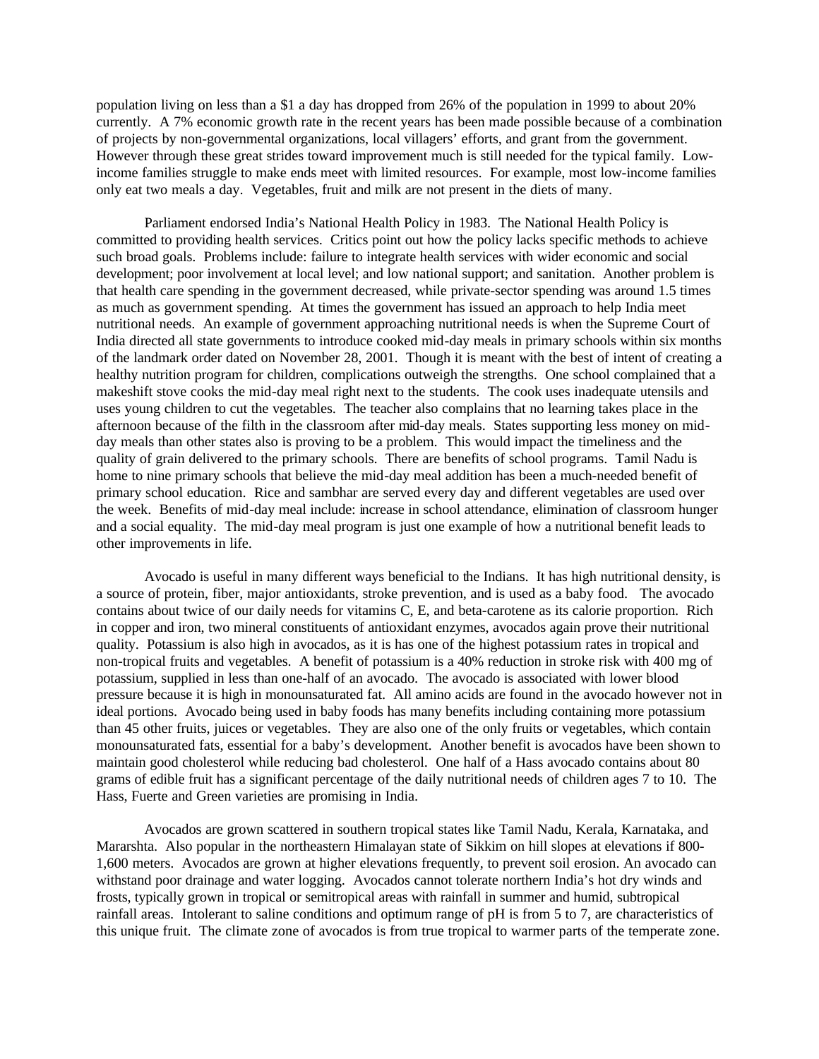population living on less than a $1 a day has dropped from 26% of the population in 1999 to about 20% currently. A 7% economic growth rate in the recent years has been made possible because of a combination of projects by non-governmental organizations, local villagers' efforts, and grant from the government. However through these great strides toward improvement much is still needed for the typical family. Low-income families struggle to make ends meet with limited resources. For example, most low-income families only eat two meals a day. Vegetables, fruit and milk are not present in the diets of many.

Parliament endorsed India's National Health Policy in 1983. The National Health Policy is committed to providing health services. Critics point out how the policy lacks specific methods to achieve such broad goals. Problems include: failure to integrate health services with wider economic and social development; poor involvement at local level; and low national support; and sanitation. Another problem is that health care spending in the government decreased, while private-sector spending was around 1.5 times as much as government spending. At times the government has issued an approach to help India meet nutritional needs. An example of government approaching nutritional needs is when the Supreme Court of India directed all state governments to introduce cooked mid-day meals in primary schools within six months of the landmark order dated on November 28, 2001. Though it is meant with the best of intent of creating a healthy nutrition program for children, complications outweigh the strengths. One school complained that a makeshift stove cooks the mid-day meal right next to the students. The cook uses inadequate utensils and uses young children to cut the vegetables. The teacher also complains that no learning takes place in the afternoon because of the filth in the classroom after mid-day meals. States supporting less money on mid-day meals than other states also is proving to be a problem. This would impact the timeliness and the quality of grain delivered to the primary schools. There are benefits of school programs. Tamil Nadu is home to nine primary schools that believe the mid-day meal addition has been a much-needed benefit of primary school education. Rice and sambhar are served every day and different vegetables are used over the week. Benefits of mid-day meal include: increase in school attendance, elimination of classroom hunger and a social equality. The mid-day meal program is just one example of how a nutritional benefit leads to other improvements in life.

Avocado is useful in many different ways beneficial to the Indians. It has high nutritional density, is a source of protein, fiber, major antioxidants, stroke prevention, and is used as a baby food. The avocado contains about twice of our daily needs for vitamins C, E, and beta-carotene as its calorie proportion. Rich in copper and iron, two mineral constituents of antioxidant enzymes, avocados again prove their nutritional quality. Potassium is also high in avocados, as it is has one of the highest potassium rates in tropical and non-tropical fruits and vegetables. A benefit of potassium is a 40% reduction in stroke risk with 400 mg of potassium, supplied in less than one-half of an avocado. The avocado is associated with lower blood pressure because it is high in monounsaturated fat. All amino acids are found in the avocado however not in ideal portions. Avocado being used in baby foods has many benefits including containing more potassium than 45 other fruits, juices or vegetables. They are also one of the only fruits or vegetables, which contain monounsaturated fats, essential for a baby's development. Another benefit is avocados have been shown to maintain good cholesterol while reducing bad cholesterol. One half of a Hass avocado contains about 80 grams of edible fruit has a significant percentage of the daily nutritional needs of children ages 7 to 10. The Hass, Fuerte and Green varieties are promising in India.

Avocados are grown scattered in southern tropical states like Tamil Nadu, Kerala, Karnataka, and Mararshta. Also popular in the northeastern Himalayan state of Sikkim on hill slopes at elevations if 800-1,600 meters. Avocados are grown at higher elevations frequently, to prevent soil erosion. An avocado can withstand poor drainage and water logging. Avocados cannot tolerate northern India's hot dry winds and frosts, typically grown in tropical or semitropical areas with rainfall in summer and humid, subtropical rainfall areas. Intolerant to saline conditions and optimum range of pH is from 5 to 7, are characteristics of this unique fruit. The climate zone of avocados is from true tropical to warmer parts of the temperate zone.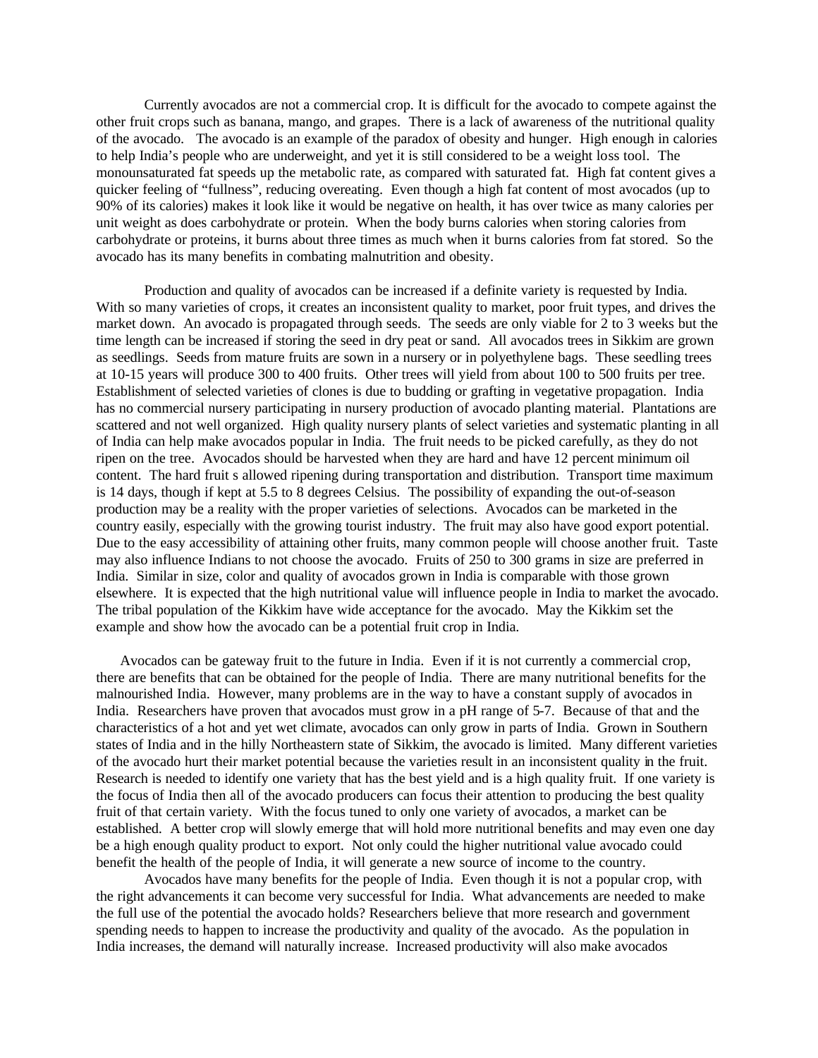Currently avocados are not a commercial crop. It is difficult for the avocado to compete against the other fruit crops such as banana, mango, and grapes. There is a lack of awareness of the nutritional quality of the avocado. The avocado is an example of the paradox of obesity and hunger. High enough in calories to help India's people who are underweight, and yet it is still considered to be a weight loss tool. The monounsaturated fat speeds up the metabolic rate, as compared with saturated fat. High fat content gives a quicker feeling of "fullness", reducing overeating. Even though a high fat content of most avocados (up to 90% of its calories) makes it look like it would be negative on health, it has over twice as many calories per unit weight as does carbohydrate or protein. When the body burns calories when storing calories from carbohydrate or proteins, it burns about three times as much when it burns calories from fat stored. So the avocado has its many benefits in combating malnutrition and obesity.

Production and quality of avocados can be increased if a definite variety is requested by India. With so many varieties of crops, it creates an inconsistent quality to market, poor fruit types, and drives the market down. An avocado is propagated through seeds. The seeds are only viable for 2 to 3 weeks but the time length can be increased if storing the seed in dry peat or sand. All avocados trees in Sikkim are grown as seedlings. Seeds from mature fruits are sown in a nursery or in polyethylene bags. These seedling trees at 10-15 years will produce 300 to 400 fruits. Other trees will yield from about 100 to 500 fruits per tree. Establishment of selected varieties of clones is due to budding or grafting in vegetative propagation. India has no commercial nursery participating in nursery production of avocado planting material. Plantations are scattered and not well organized. High quality nursery plants of select varieties and systematic planting in all of India can help make avocados popular in India. The fruit needs to be picked carefully, as they do not ripen on the tree. Avocados should be harvested when they are hard and have 12 percent minimum oil content. The hard fruit s allowed ripening during transportation and distribution. Transport time maximum is 14 days, though if kept at 5.5 to 8 degrees Celsius. The possibility of expanding the out-of-season production may be a reality with the proper varieties of selections. Avocados can be marketed in the country easily, especially with the growing tourist industry. The fruit may also have good export potential. Due to the easy accessibility of attaining other fruits, many common people will choose another fruit. Taste may also influence Indians to not choose the avocado. Fruits of 250 to 300 grams in size are preferred in India. Similar in size, color and quality of avocados grown in India is comparable with those grown elsewhere. It is expected that the high nutritional value will influence people in India to market the avocado. The tribal population of the Kikkim have wide acceptance for the avocado. May the Kikkim set the example and show how the avocado can be a potential fruit crop in India.

Avocados can be gateway fruit to the future in India. Even if it is not currently a commercial crop, there are benefits that can be obtained for the people of India. There are many nutritional benefits for the malnourished India. However, many problems are in the way to have a constant supply of avocados in India. Researchers have proven that avocados must grow in a pH range of 5-7. Because of that and the characteristics of a hot and yet wet climate, avocados can only grow in parts of India. Grown in Southern states of India and in the hilly Northeastern state of Sikkim, the avocado is limited. Many different varieties of the avocado hurt their market potential because the varieties result in an inconsistent quality in the fruit. Research is needed to identify one variety that has the best yield and is a high quality fruit. If one variety is the focus of India then all of the avocado producers can focus their attention to producing the best quality fruit of that certain variety. With the focus tuned to only one variety of avocados, a market can be established. A better crop will slowly emerge that will hold more nutritional benefits and may even one day be a high enough quality product to export. Not only could the higher nutritional value avocado could benefit the health of the people of India, it will generate a new source of income to the country.

Avocados have many benefits for the people of India. Even though it is not a popular crop, with the right advancements it can become very successful for India. What advancements are needed to make the full use of the potential the avocado holds? Researchers believe that more research and government spending needs to happen to increase the productivity and quality of the avocado. As the population in India increases, the demand will naturally increase. Increased productivity will also make avocados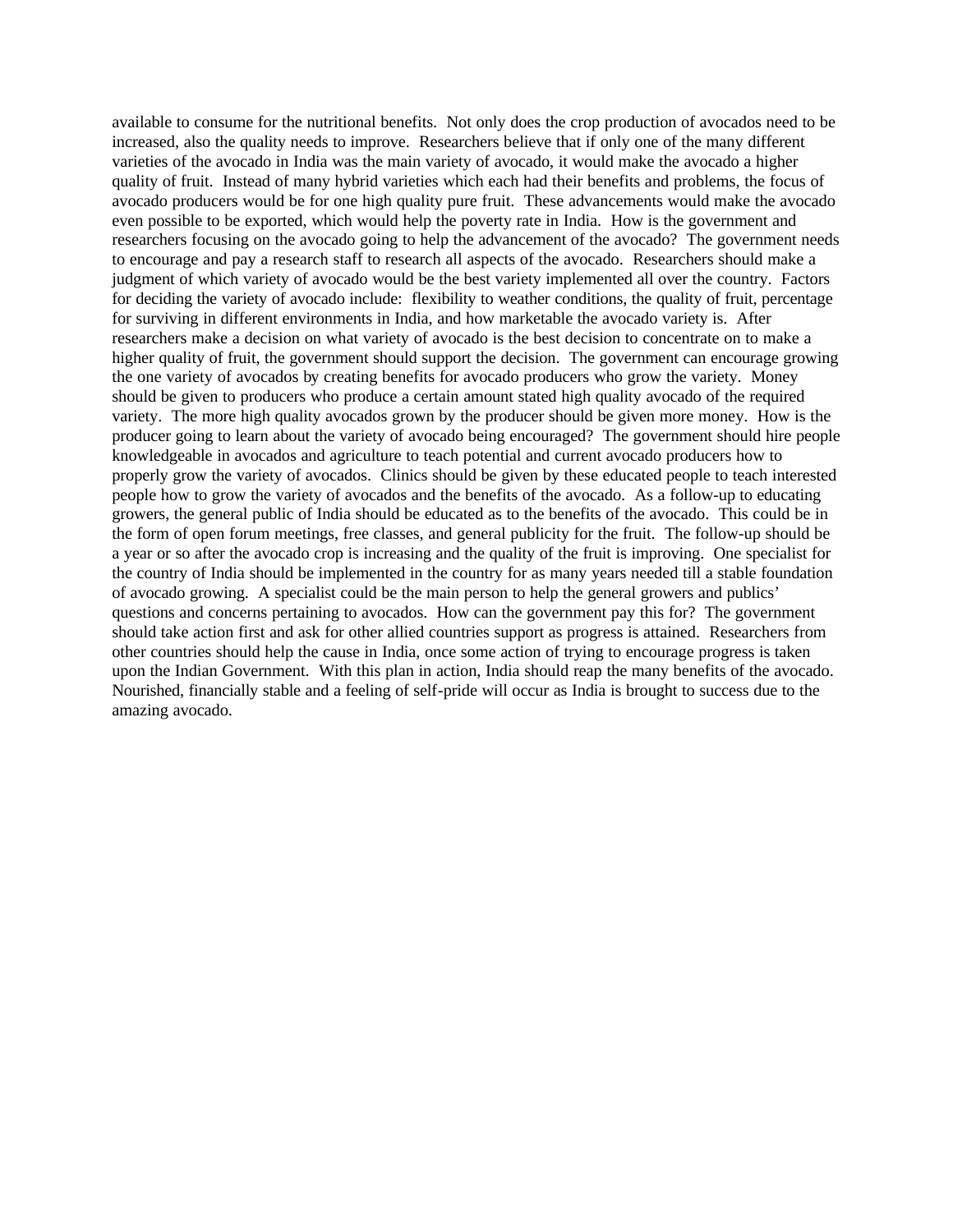available to consume for the nutritional benefits. Not only does the crop production of avocados need to be increased, also the quality needs to improve. Researchers believe that if only one of the many different varieties of the avocado in India was the main variety of avocado, it would make the avocado a higher quality of fruit. Instead of many hybrid varieties which each had their benefits and problems, the focus of avocado producers would be for one high quality pure fruit. These advancements would make the avocado even possible to be exported, which would help the poverty rate in India. How is the government and researchers focusing on the avocado going to help the advancement of the avocado? The government needs to encourage and pay a research staff to research all aspects of the avocado. Researchers should make a judgment of which variety of avocado would be the best variety implemented all over the country. Factors for deciding the variety of avocado include: flexibility to weather conditions, the quality of fruit, percentage for surviving in different environments in India, and how marketable the avocado variety is. After researchers make a decision on what variety of avocado is the best decision to concentrate on to make a higher quality of fruit, the government should support the decision. The government can encourage growing the one variety of avocados by creating benefits for avocado producers who grow the variety. Money should be given to producers who produce a certain amount stated high quality avocado of the required variety. The more high quality avocados grown by the producer should be given more money. How is the producer going to learn about the variety of avocado being encouraged? The government should hire people knowledgeable in avocados and agriculture to teach potential and current avocado producers how to properly grow the variety of avocados. Clinics should be given by these educated people to teach interested people how to grow the variety of avocados and the benefits of the avocado. As a follow-up to educating growers, the general public of India should be educated as to the benefits of the avocado. This could be in the form of open forum meetings, free classes, and general publicity for the fruit. The follow-up should be a year or so after the avocado crop is increasing and the quality of the fruit is improving. One specialist for the country of India should be implemented in the country for as many years needed till a stable foundation of avocado growing. A specialist could be the main person to help the general growers and publics' questions and concerns pertaining to avocados. How can the government pay this for? The government should take action first and ask for other allied countries support as progress is attained. Researchers from other countries should help the cause in India, once some action of trying to encourage progress is taken upon the Indian Government. With this plan in action, India should reap the many benefits of the avocado. Nourished, financially stable and a feeling of self-pride will occur as India is brought to success due to the amazing avocado.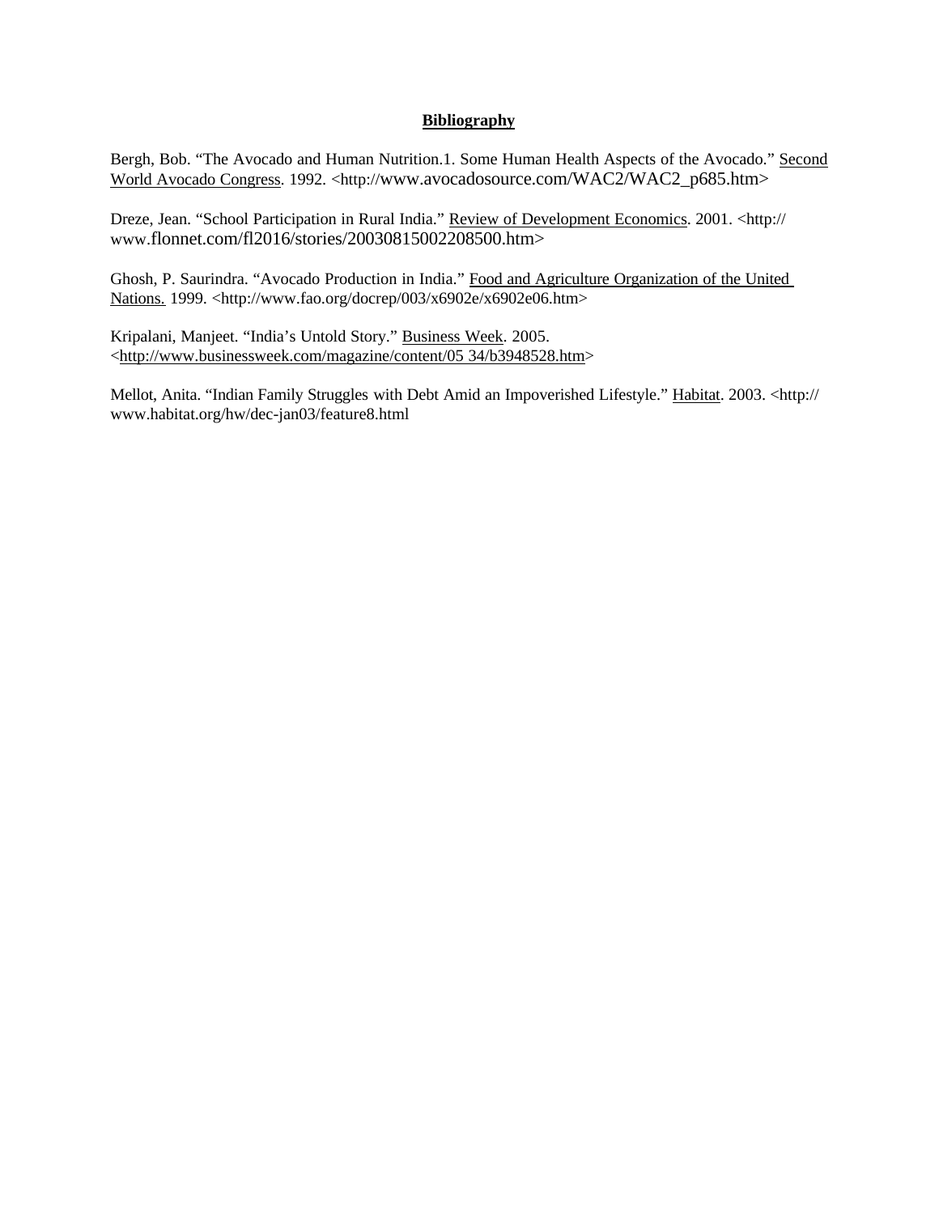## Bibliography

Bergh, Bob. "The Avocado and Human Nutrition.1. Some Human Health Aspects of the Avocado." Second World Avocado Congress. 1992. <http://www.avocadosource.com/WAC2/WAC2_p685.htm>

Dreze, Jean. "School Participation in Rural India." Review of Development Economics. 2001. <http://www.flonnet.com/fl2016/stories/20030815002208500.htm>

Ghosh, P. Saurindra. "Avocado Production in India." Food and Agriculture Organization of the United Nations. 1999. <http://www.fao.org/docrep/003/x6902e/x6902e06.htm>

Kripalani, Manjeet. "India's Untold Story." Business Week. 2005. <http://www.businessweek.com/magazine/content/05 34/b3948528.htm>

Mellot, Anita. "Indian Family Struggles with Debt Amid an Impoverished Lifestyle." Habitat. 2003. <http://www.habitat.org/hw/dec-jan03/feature8.html